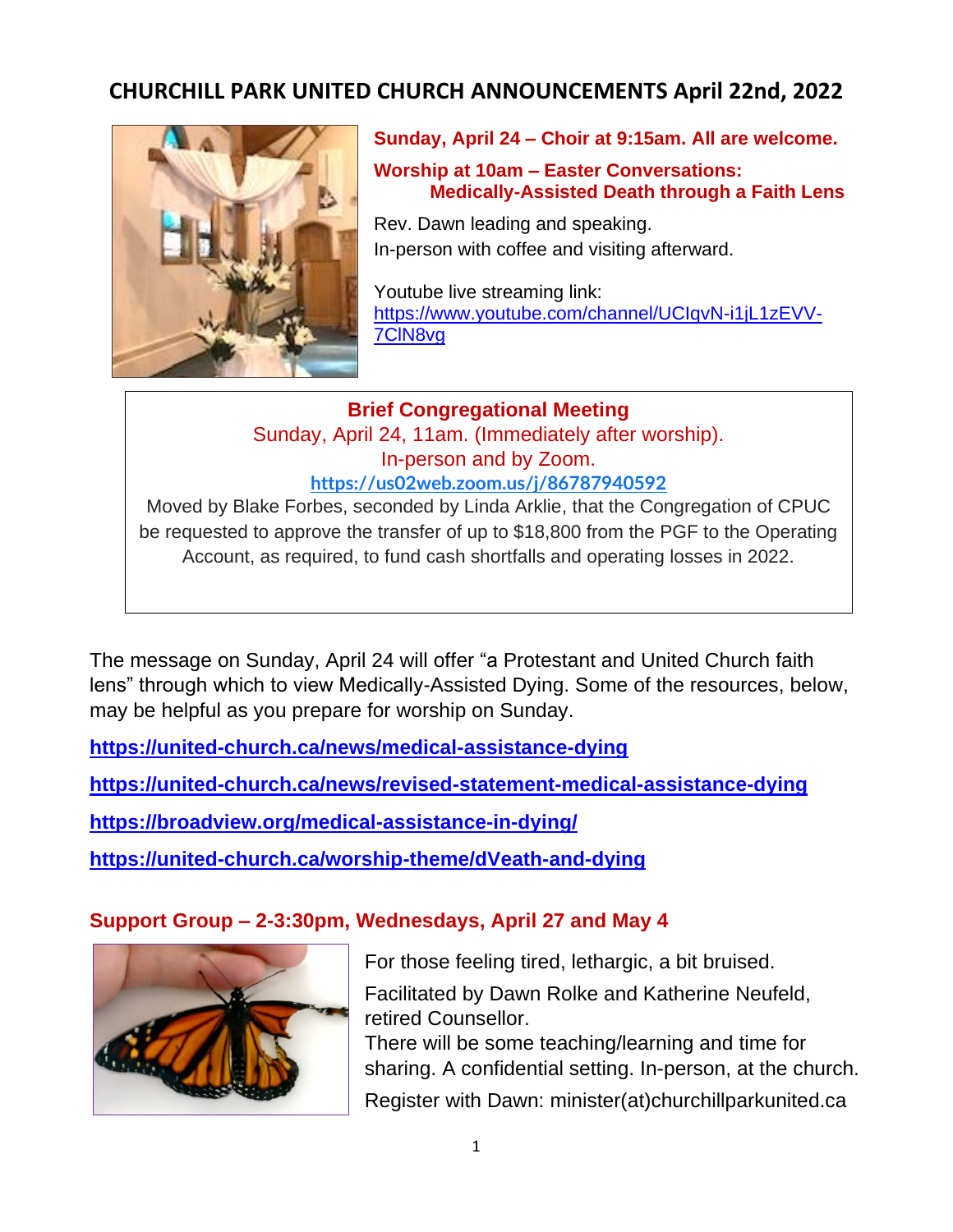# CHURCHILL PARK UNITED CHURCH ANNOUNCEMENTS April 22nd, 2022

**Sunday, April 24 – Choir at 9:15am. All are welcome.**

**Worship at 10am – Easter Conversations: Medically-Assisted Death through a Faith Lens**

Rev. Dawn leading and speaking.
In-person with coffee and visiting afterward.

Youtube live streaming link:
https://www.youtube.com/channel/UCIqvN-i1jL1zEVV-7ClN8vg

**Brief Congregational Meeting**

Sunday, April 24, 11am. (Immediately after worship).
In-person and by Zoom.
**https://us02web.zoom.us/j/86787940592**

Moved by Blake Forbes, seconded by Linda Arklie, that the Congregation of CPUC be requested to approve the transfer of up to $18,800 from the PGF to the Operating Account, as required, to fund cash shortfalls and operating losses in 2022.

The message on Sunday, April 24 will offer "a Protestant and United Church faith lens" through which to view Medically-Assisted Dying. Some of the resources, below, may be helpful as you prepare for worship on Sunday.

**https://united-church.ca/news/medical-assistance-dying**

**https://united-church.ca/news/revised-statement-medical-assistance-dying**

**https://broadview.org/medical-assistance-in-dying/**

**https://united-church.ca/worship-theme/dVeath-and-dying**

## Support Group – 2-3:30pm, Wednesdays, April 27 and May 4

For those feeling tired, lethargic, a bit bruised.

Facilitated by Dawn Rolke and Katherine Neufeld, retired Counsellor.
There will be some teaching/learning and time for sharing. A confidential setting. In-person, at the church.

Register with Dawn: minister(at)churchillparkunited.ca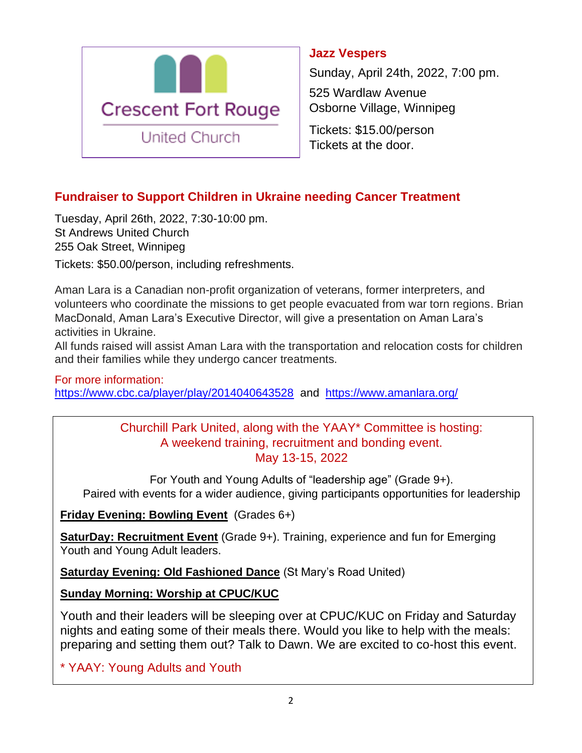Crescent Fort Rouge

United Church

## Jazz Vespers

Sunday, April 24th, 2022, 7:00 pm.

525 Wardlaw Avenue
Osborne Village, Winnipeg

Tickets: $15.00/person
Tickets at the door.

## Fundraiser to Support Children in Ukraine needing Cancer Treatment

Tuesday, April 26th, 2022, 7:30-10:00 pm.
St Andrews United Church
255 Oak Street, Winnipeg

Tickets: $50.00/person, including refreshments.

Aman Lara is a Canadian non-profit organization of veterans, former interpreters, and volunteers who coordinate the missions to get people evacuated from war torn regions. Brian MacDonald, Aman Lara's Executive Director, will give a presentation on Aman Lara's activities in Ukraine.
All funds raised will assist Aman Lara with the transportation and relocation costs for children and their families while they undergo cancer treatments.

For more information:
https://www.cbc.ca/player/play/2014040643528 and https://www.amanlara.org/

Churchill Park United, along with the YAAY* Committee is hosting:
A weekend training, recruitment and bonding event.
May 13-15, 2022

For Youth and Young Adults of "leadership age" (Grade 9+).
Paired with events for a wider audience, giving participants opportunities for leadership

**Friday Evening: Bowling Event** (Grades 6+)

**SaturDay: Recruitment Event** (Grade 9+). Training, experience and fun for Emerging Youth and Young Adult leaders.

**Saturday Evening: Old Fashioned Dance** (St Mary's Road United)

**Sunday Morning: Worship at CPUC/KUC**

Youth and their leaders will be sleeping over at CPUC/KUC on Friday and Saturday nights and eating some of their meals there. Would you like to help with the meals: preparing and setting them out? Talk to Dawn. We are excited to co-host this event.

* YAAY: Young Adults and Youth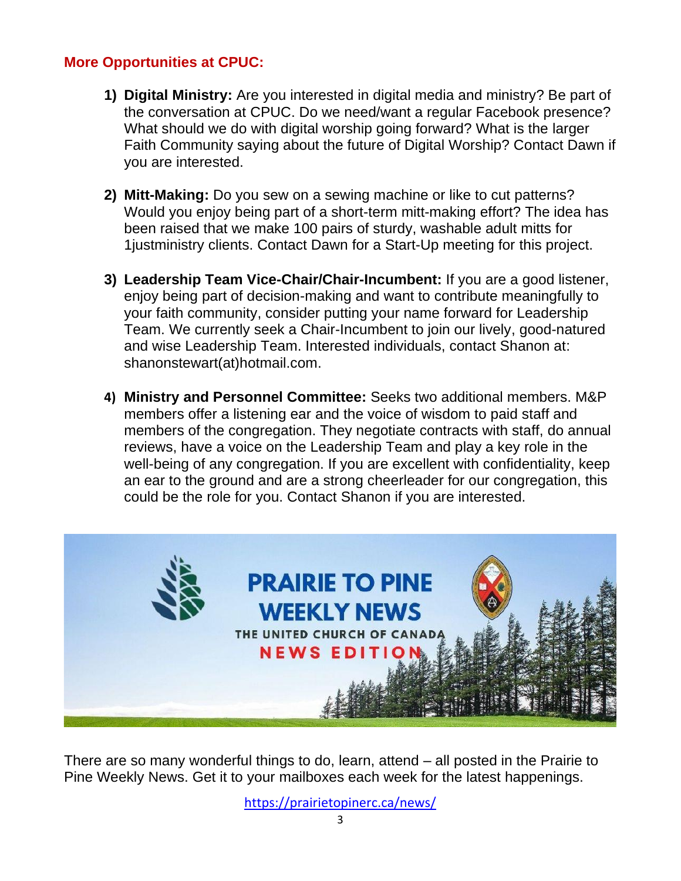## More Opportunities at CPUC:

1) **Digital Ministry:** Are you interested in digital media and ministry? Be part of the conversation at CPUC. Do we need/want a regular Facebook presence? What should we do with digital worship going forward? What is the larger Faith Community saying about the future of Digital Worship? Contact Dawn if you are interested.

2) **Mitt-Making:** Do you sew on a sewing machine or like to cut patterns? Would you enjoy being part of a short-term mitt-making effort? The idea has been raised that we make 100 pairs of sturdy, washable adult mitts for 1justministry clients. Contact Dawn for a Start-Up meeting for this project.

3) **Leadership Team Vice-Chair/Chair-Incumbent:** If you are a good listener, enjoy being part of decision-making and want to contribute meaningfully to your faith community, consider putting your name forward for Leadership Team. We currently seek a Chair-Incumbent to join our lively, good-natured and wise Leadership Team. Interested individuals, contact Shanon at: shanonstewart(at)hotmail.com.

4) **Ministry and Personnel Committee:** Seeks two additional members. M&P members offer a listening ear and the voice of wisdom to paid staff and members of the congregation. They negotiate contracts with staff, do annual reviews, have a voice on the Leadership Team and play a key role in the well-being of any congregation. If you are excellent with confidentiality, keep an ear to the ground and are a strong cheerleader for our congregation, this could be the role for you. Contact Shanon if you are interested.

**PRAIRIE TO PINE WEEKLY NEWS**

THE UNITED CHURCH OF CANADA

NEWS EDITION

There are so many wonderful things to do, learn, attend – all posted in the Prairie to Pine Weekly News. Get it to your mailboxes each week for the latest happenings.

https://prairietopinerc.ca/news/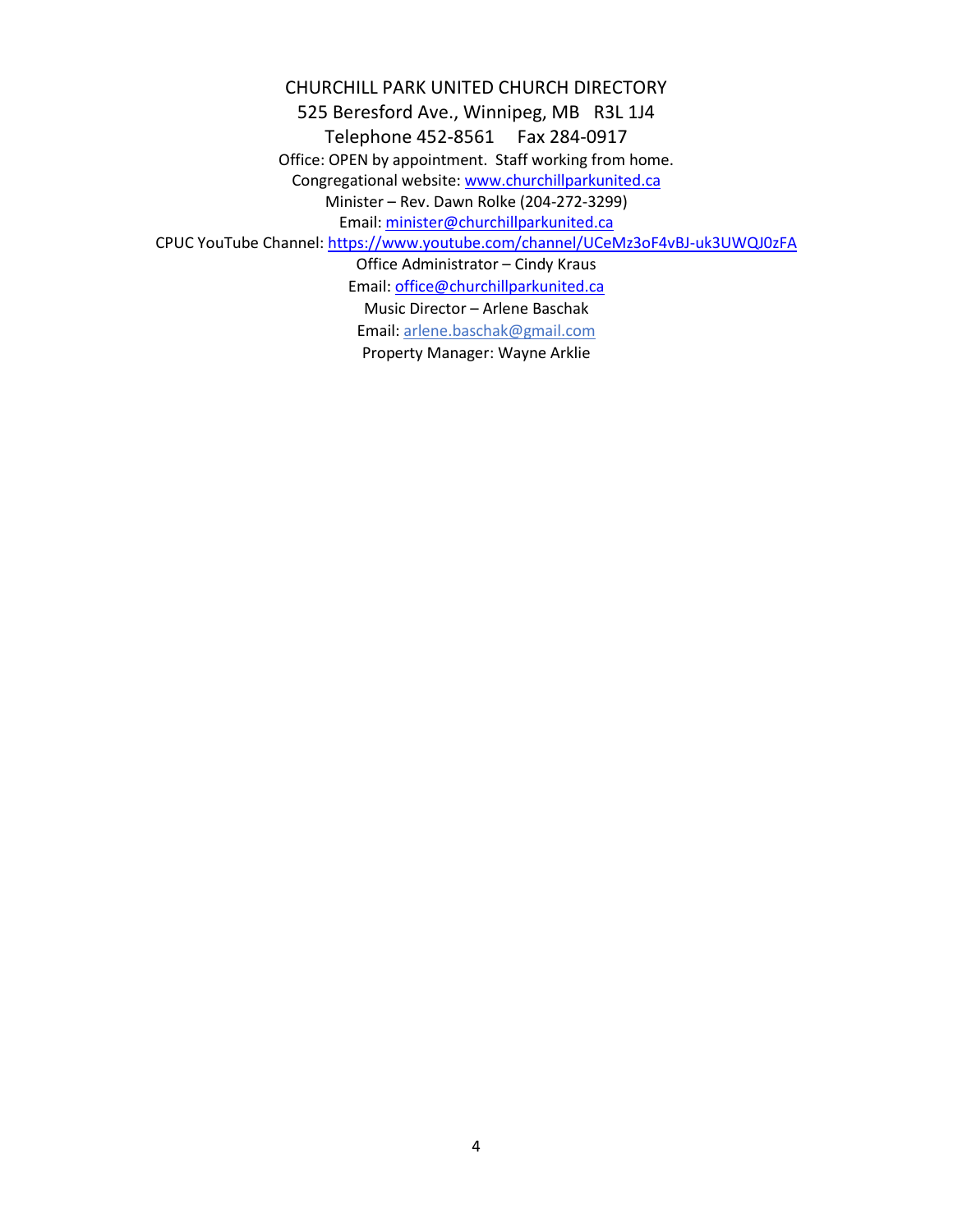# CHURCHILL PARK UNITED CHURCH DIRECTORY

525 Beresford Ave., Winnipeg, MB R3L 1J4

Telephone 452-8561 Fax 284-0917

Office: OPEN by appointment. Staff working from home.

Congregational website: www.churchillparkunited.ca

Minister – Rev. Dawn Rolke (204-272-3299)

Email: minister@churchillparkunited.ca

CPUC YouTube Channel: https://www.youtube.com/channel/UCeMz3oF4vBJ-uk3UWQJ0zFA

Office Administrator – Cindy Kraus

Email: office@churchillparkunited.ca

Music Director – Arlene Baschak

Email: arlene.baschak@gmail.com

Property Manager: Wayne Arklie